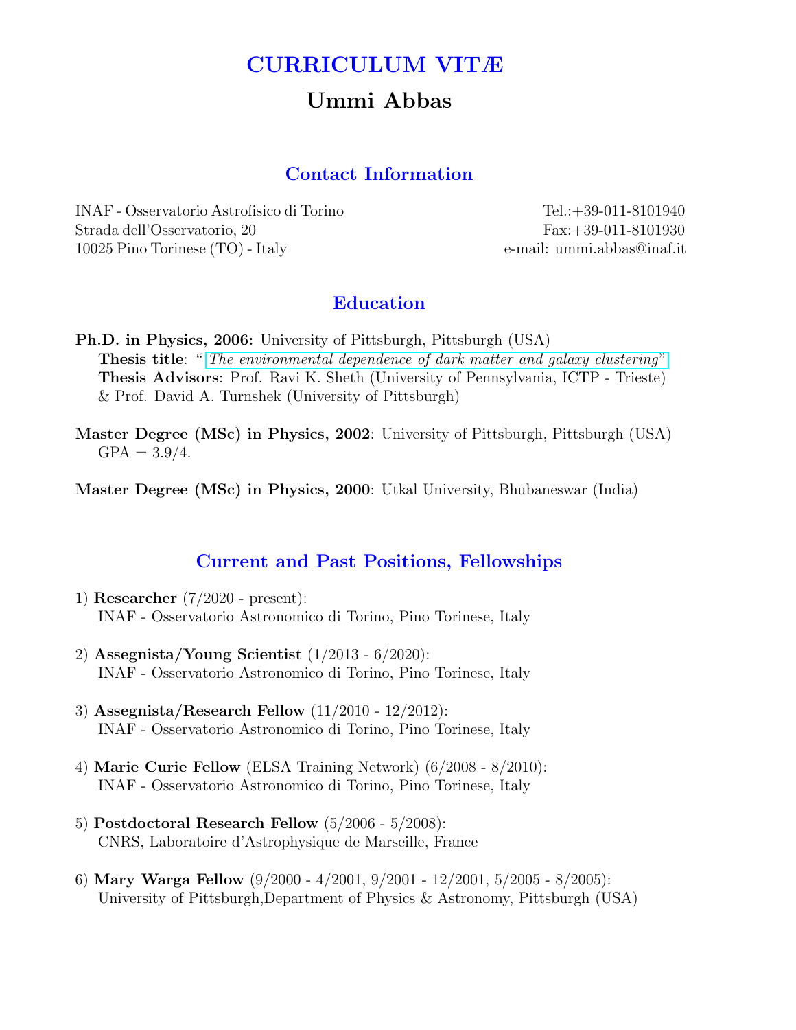# CURRICULUM VITÆ

## Ummi Abbas

### Contact Information

INAF - Osservatorio Astrofisico di Torino
Strada dell'Osservatorio, 20
10025 Pino Torinese (TO) - Italy

Tel.:+39-011-8101940
Fax:+39-011-8101930
e-mail: ummi.abbas@inaf.it

### Education

**Ph.D. in Physics, 2006:** University of Pittsburgh, Pittsburgh (USA)
**Thesis title**: "*The environmental dependence of dark matter and galaxy clustering*"
**Thesis Advisors**: Prof. Ravi K. Sheth (University of Pennsylvania, ICTP - Trieste) & Prof. David A. Turnshek (University of Pittsburgh)

**Master Degree (MSc) in Physics, 2002**: University of Pittsburgh, Pittsburgh (USA)
GPA = 3.9/4.

**Master Degree (MSc) in Physics, 2000**: Utkal University, Bhubaneswar (India)

### Current and Past Positions, Fellowships

1) **Researcher** (7/2020 - present):
INAF - Osservatorio Astronomico di Torino, Pino Torinese, Italy

2) **Assegnista/Young Scientist** (1/2013 - 6/2020):
INAF - Osservatorio Astronomico di Torino, Pino Torinese, Italy

3) **Assegnista/Research Fellow** (11/2010 - 12/2012):
INAF - Osservatorio Astronomico di Torino, Pino Torinese, Italy

4) **Marie Curie Fellow** (ELSA Training Network) (6/2008 - 8/2010):
INAF - Osservatorio Astronomico di Torino, Pino Torinese, Italy

5) **Postdoctoral Research Fellow** (5/2006 - 5/2008):
CNRS, Laboratoire d'Astrophysique de Marseille, France

6) **Mary Warga Fellow** (9/2000 - 4/2001, 9/2001 - 12/2001, 5/2005 - 8/2005):
University of Pittsburgh,Department of Physics & Astronomy, Pittsburgh (USA)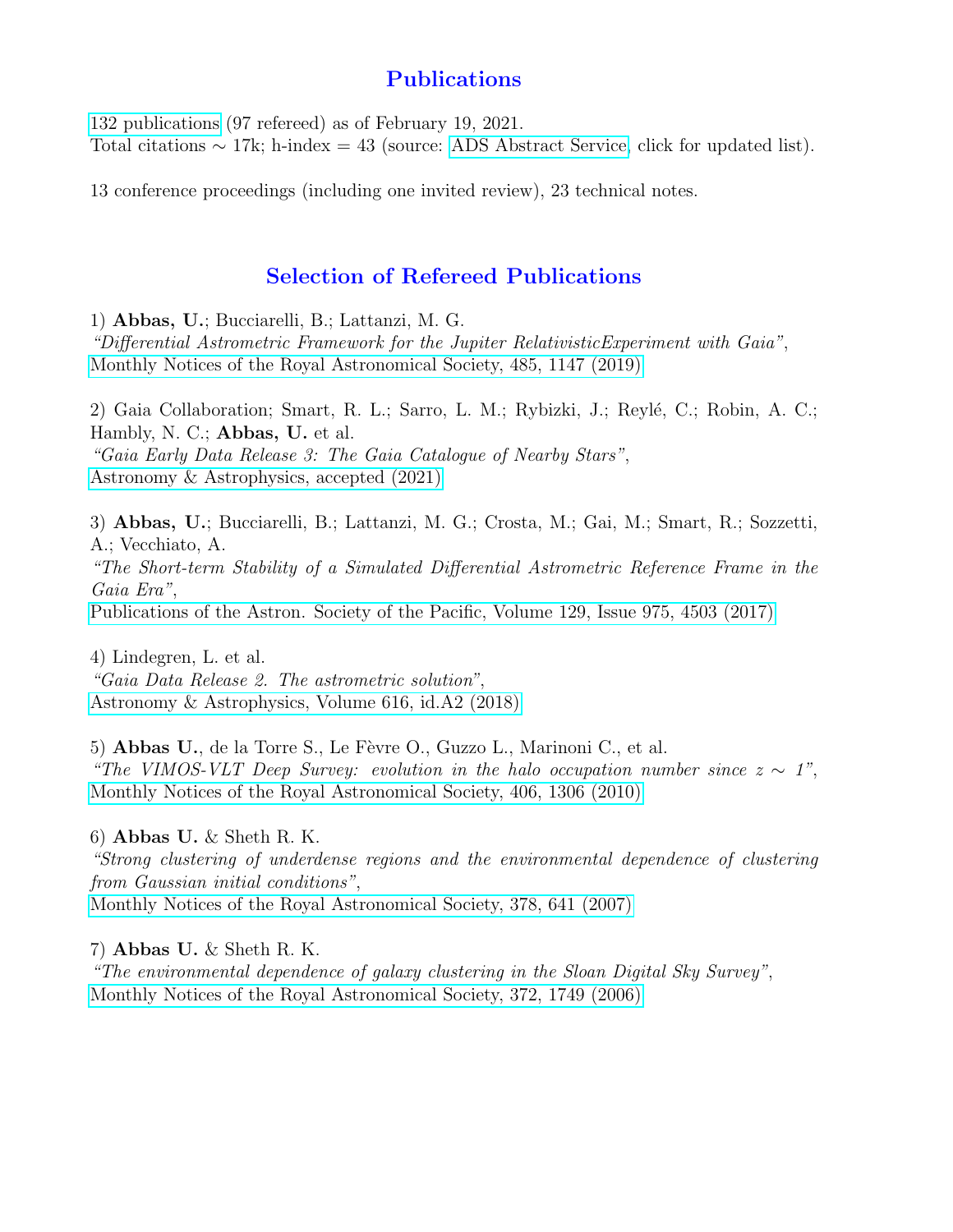# Publications

132 publications (97 refereed) as of February 19, 2021.
Total citations $\sim$ 17k; h-index = 43 (source: ADS Abstract Service, click for updated list).

13 conference proceedings (including one invited review), 23 technical notes.

# Selection of Refereed Publications

1) **Abbas, U.**; Bucciarelli, B.; Lattanzi, M. G.
*"Differential Astrometric Framework for the Jupiter RelativisticExperiment with Gaia"*,
Monthly Notices of the Royal Astronomical Society, 485, 1147 (2019)

2) Gaia Collaboration; Smart, R. L.; Sarro, L. M.; Rybizki, J.; Reylé, C.; Robin, A. C.; Hambly, N. C.; **Abbas, U.** et al.
*"Gaia Early Data Release 3: The Gaia Catalogue of Nearby Stars"*,
Astronomy & Astrophysics, accepted (2021)

3) **Abbas, U.**; Bucciarelli, B.; Lattanzi, M. G.; Crosta, M.; Gai, M.; Smart, R.; Sozzetti, A.; Vecchiato, A.
*"The Short-term Stability of a Simulated Differential Astrometric Reference Frame in the Gaia Era"*,
Publications of the Astron. Society of the Pacific, Volume 129, Issue 975, 4503 (2017)

4) Lindegren, L. et al.
*"Gaia Data Release 2. The astrometric solution"*,
Astronomy & Astrophysics, Volume 616, id.A2 (2018)

5) **Abbas U.**, de la Torre S., Le Fèvre O., Guzzo L., Marinoni C., et al.
*"The VIMOS-VLT Deep Survey: evolution in the halo occupation number since $z \sim 1$"*,
Monthly Notices of the Royal Astronomical Society, 406, 1306 (2010)

6) **Abbas U.** & Sheth R. K.
*"Strong clustering of underdense regions and the environmental dependence of clustering from Gaussian initial conditions"*,
Monthly Notices of the Royal Astronomical Society, 378, 641 (2007)

7) **Abbas U.** & Sheth R. K.
*"The environmental dependence of galaxy clustering in the Sloan Digital Sky Survey"*,
Monthly Notices of the Royal Astronomical Society, 372, 1749 (2006)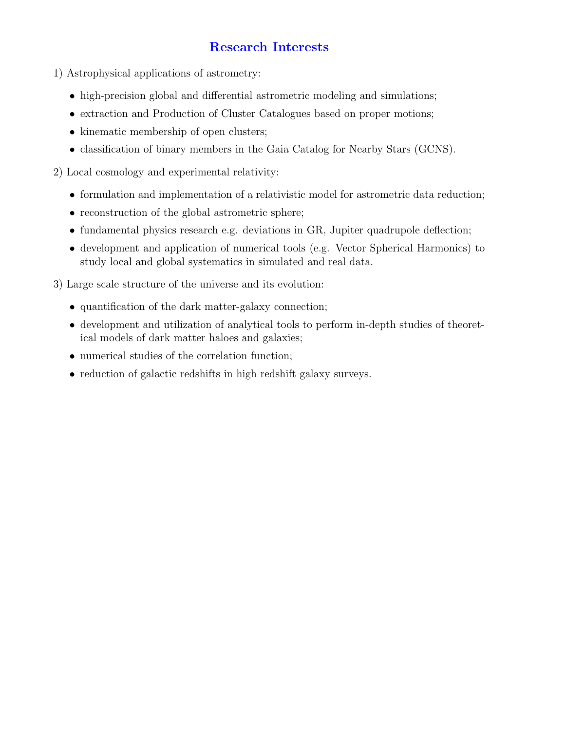## Research Interests

1) Astrophysical applications of astrometry:

- high-precision global and differential astrometric modeling and simulations;
- extraction and Production of Cluster Catalogues based on proper motions;
- kinematic membership of open clusters;
- classification of binary members in the Gaia Catalog for Nearby Stars (GCNS).

2) Local cosmology and experimental relativity:

- formulation and implementation of a relativistic model for astrometric data reduction;
- reconstruction of the global astrometric sphere;
- fundamental physics research e.g. deviations in GR, Jupiter quadrupole deflection;
- development and application of numerical tools (e.g. Vector Spherical Harmonics) to study local and global systematics in simulated and real data.

3) Large scale structure of the universe and its evolution:

- quantification of the dark matter-galaxy connection;
- development and utilization of analytical tools to perform in-depth studies of theoretical models of dark matter haloes and galaxies;
- numerical studies of the correlation function;
- reduction of galactic redshifts in high redshift galaxy surveys.